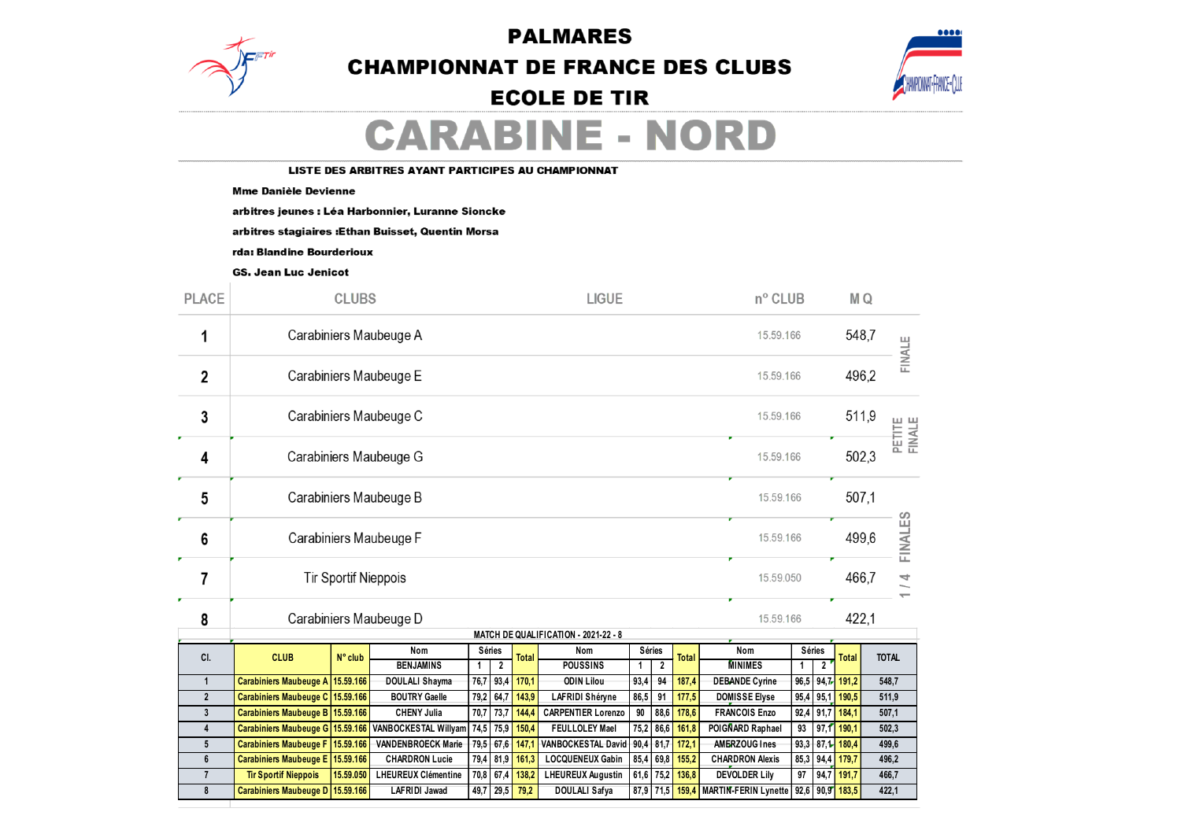# PALMARES

# CHAMPIONNAT DE FRANCE DES CLUBS

# ECOLE DE TIR

# CARABINE - NORD

**LISTE DES ARBITRES AYANT PARTICIPES AU CHAMPIONNAT**

**Mme Danièle Devienne**

**arbitres jeunes : Léa Harbonnier, Luranne Sioncke**

**arbitres stagiaires :Ethan Buisset, Quentin Morsa**

**rda: Blandine Bourderioux**

**GS. Jean Luc Jenicot**

| PLACE | CLUBS | LIGUE | n° CLUB | M Q | |
|---|---|---|---|---|---|
| 1 | Carabiniers Maubeuge A | | 15.59.166 | 548,7 | FINALE |
| 2 | Carabiniers Maubeuge E | | 15.59.166 | 496,2 | FINALE |
| 3 | Carabiniers Maubeuge C | | 15.59.166 | 511,9 | PETITE FINALE |
| 4 | Carabiniers Maubeuge G | | 15.59.166 | 502,3 | PETITE FINALE |
| 5 | Carabiniers Maubeuge B | | 15.59.166 | 507,1 | 1 / 4 FINALES |
| 6 | Carabiniers Maubeuge F | | 15.59.166 | 499,6 | 1 / 4 FINALES |
| 7 | Tir Sportif Nieppois | | 15.59.050 | 466,7 | 1 / 4 FINALES |
| 8 | Carabiniers Maubeuge D | | 15.59.166 | 422,1 | 1 / 4 FINALES |

**MATCH DE QUALIFICATION - 2021-22 - 8**

| Cl. | CLUB | N° club | Nom BENJAMINS | Séries 1 | Séries 2 | Total | Nom POUSSINS | Séries 1 | Séries 2 | Total | Nom MINIMES | Séries 1 | Séries 2 | Total | TOTAL |
|---|---|---|---|---|---|---|---|---|---|---|---|---|---|---|---|
| 1 | Carabiniers Maubeuge A | 15.59.166 | DOULALI Shayma | 76,7 | 93,4 | 170,1 | ODIN Lilou | 93,4 | 94 | 187,4 | DEBANDE Cyrine | 96,5 | 94,7 | 191,2 | 548,7 |
| 2 | Carabiniers Maubeuge C | 15.59.166 | BOUTRY Gaelle | 79,2 | 64,7 | 143,9 | LAFRIDI Shéryne | 86,5 | 91 | 177,5 | DOMISSE Elyse | 95,4 | 95,1 | 190,5 | 511,9 |
| 3 | Carabiniers Maubeuge B | 15.59.166 | CHENY Julia | 70,7 | 73,7 | 144,4 | CARPENTIER Lorenzo | 90 | 88,6 | 178,6 | FRANCOIS Enzo | 92,4 | 91,7 | 184,1 | 507,1 |
| 4 | Carabiniers Maubeuge G | 15.59.166 | VANBOCKESTAL Willyam | 74,5 | 75,9 | 150,4 | FEULLOLEY Mael | 75,2 | 86,6 | 161,8 | POIGNARD Raphael | 93 | 97,1 | 190,1 | 502,3 |
| 5 | Carabiniers Maubeuge F | 15.59.166 | VANDENBROECK Marie | 79,5 | 67,6 | 147,1 | VANBOCKESTAL David | 90,4 | 81,7 | 172,1 | AMERZOUG Ines | 93,3 | 87,1 | 180,4 | 499,6 |
| 6 | Carabiniers Maubeuge E | 15.59.166 | CHARDRON Lucie | 79,4 | 81,9 | 161,3 | LOCQUENEUX Gabin | 85,4 | 69,8 | 155,2 | CHARDRON Alexis | 85,3 | 94,4 | 179,7 | 496,2 |
| 7 | Tir Sportif Nieppois | 15.59.050 | LHEUREUX Clémentine | 70,8 | 67,4 | 138,2 | LHEUREUX Augustin | 61,6 | 75,2 | 136,8 | DEVOLDER Lily | 97 | 94,7 | 191,7 | 466,7 |
| 8 | Carabiniers Maubeuge D | 15.59.166 | LAFRIDI Jawad | 49,7 | 29,5 | 79,2 | DOULALI Safya | 87,9 | 71,5 | 159,4 | MARTIN-FERIN Lynette | 92,6 | 90,9 | 183,5 | 422,1 |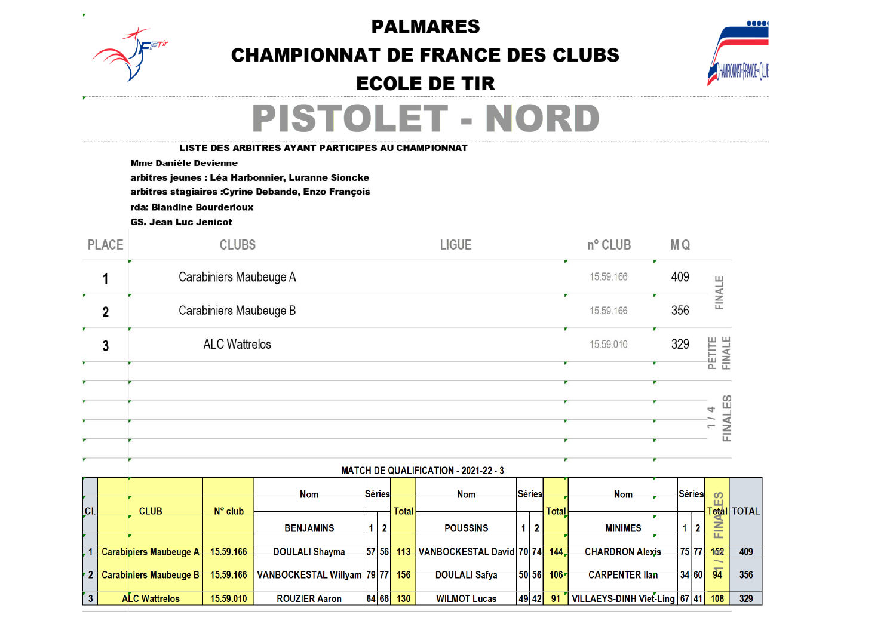# PALMARES

# CHAMPIONNAT DE FRANCE DES CLUBS

# ECOLE DE TIR

# PISTOLET - NORD

**LISTE DES ARBITRES AYANT PARTICIPES AU CHAMPIONNAT**

**Mme Danièle Devienne**

**arbitres jeunes : Léa Harbonnier, Luranne Sioncke**

**arbitres stagiaires :Cyrine Debande, Enzo François**

**rda: Blandine Bourderioux**

**GS. Jean Luc Jenicot**

| PLACE | CLUBS | LIGUE | n° CLUB | M Q | |
|---|---|---|---|---|---|
| 1 | Carabiniers Maubeuge A | | 15.59.166 | 409 | FINALE |
| 2 | Carabiniers Maubeuge B | | 15.59.166 | 356 | |
| 3 | ALC Wattrelos | | 15.59.010 | 329 | PETITE FINALE |
| | | | | | 1 / 4 FINALES |
| | | | | | |
| | | | | | |
| | | | | | |

**MATCH DE QUALIFICATION - 2021-22 - 3**

| Cl. | CLUB | N° club | Nom | Séries | | Total | Nom | Séries | | Total | Nom | Séries | | Total | TOTAL |
|---|---|---|---|---|---|---|---|---|---|---|---|---|---|---|---|
| | | | BENJAMINS | 1 | 2 | | POUSSINS | 1 | 2 | | MINIMES | 1 | 2 | | |
| 1 | Carabiniers Maubeuge A | 15.59.166 | DOULALI Shayma | 57 | 56 | 113 | VANBOCKESTAL David | 70 | 74 | 144 | CHARDRON Alexis | 75 | 77 | 152 | 409 |
| 2 | Carabiniers Maubeuge B | 15.59.166 | VANBOCKESTAL Willyam | 79 | 77 | 156 | DOULALI Safya | 50 | 56 | 106 | CARPENTER Ilan | 34 | 60 | 94 | 356 |
| 3 | ALC Wattrelos | 15.59.010 | ROUZIER Aaron | 64 | 66 | 130 | WILMOT Lucas | 49 | 42 | 91 | VILLAEYS-DINH Viet-Ling | 67 | 41 | 108 | 329 |